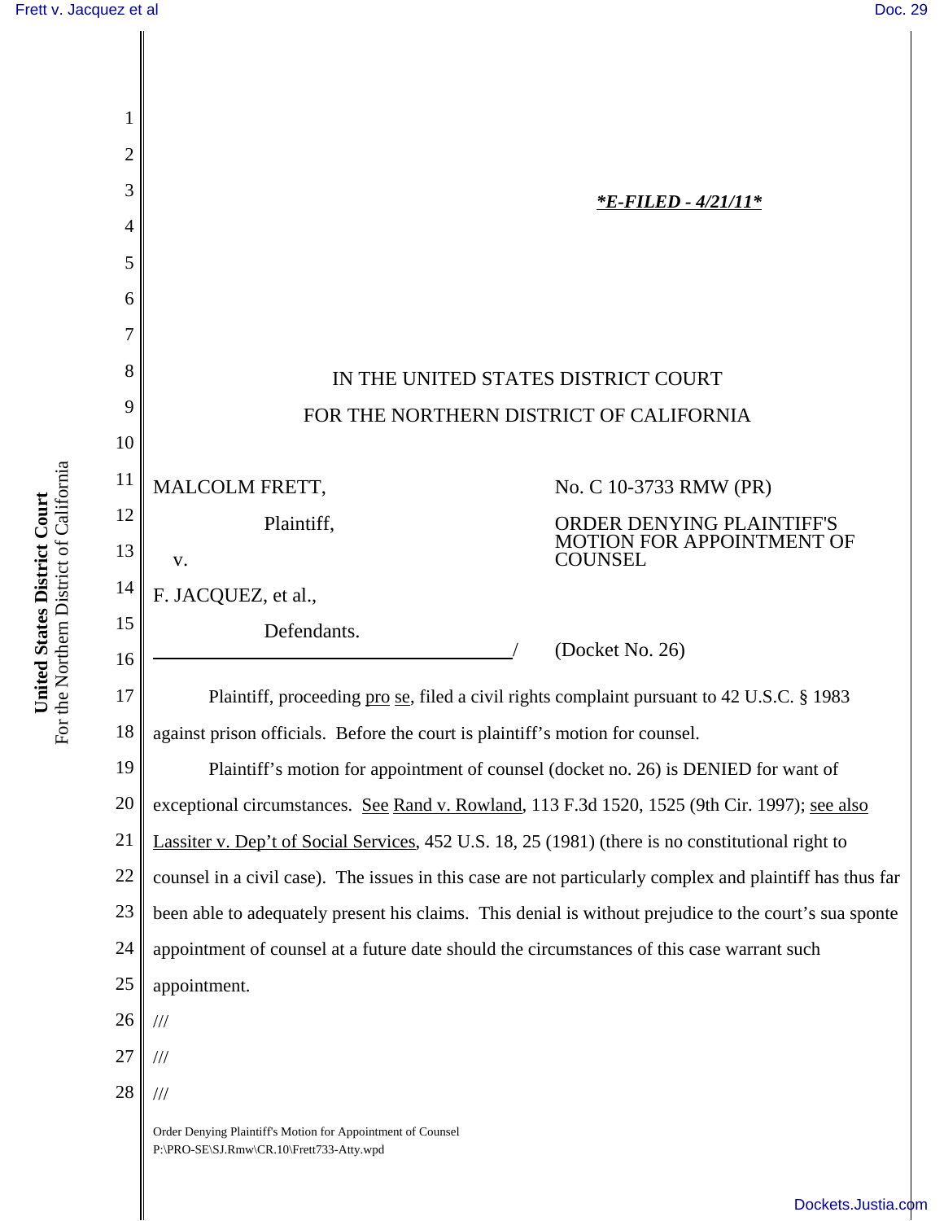*E-FILED - 4/21/11*

IN THE UNITED STATES DISTRICT COURT

FOR THE NORTHERN DISTRICT OF CALIFORNIA

MALCOLM FRETT,

Plaintiff,

v.

F. JACQUEZ, et al.,

Defendants.

/

No. C 10-3733 RMW (PR)

ORDER DENYING PLAINTIFF'S MOTION FOR APPOINTMENT OF COUNSEL

(Docket No. 26)

Plaintiff, proceeding pro se, filed a civil rights complaint pursuant to 42 U.S.C. § 1983 against prison officials. Before the court is plaintiff's motion for counsel.

Plaintiff's motion for appointment of counsel (docket no. 26) is DENIED for want of exceptional circumstances. See Rand v. Rowland, 113 F.3d 1520, 1525 (9th Cir. 1997); see also Lassiter v. Dep't of Social Services, 452 U.S. 18, 25 (1981) (there is no constitutional right to counsel in a civil case). The issues in this case are not particularly complex and plaintiff has thus far been able to adequately present his claims. This denial is without prejudice to the court's sua sponte appointment of counsel at a future date should the circumstances of this case warrant such appointment.

///

///

///

Order Denying Plaintiff's Motion for Appointment of Counsel
P:\PRO-SE\SJ.Rmw\CR.10\Frett733-Atty.wpd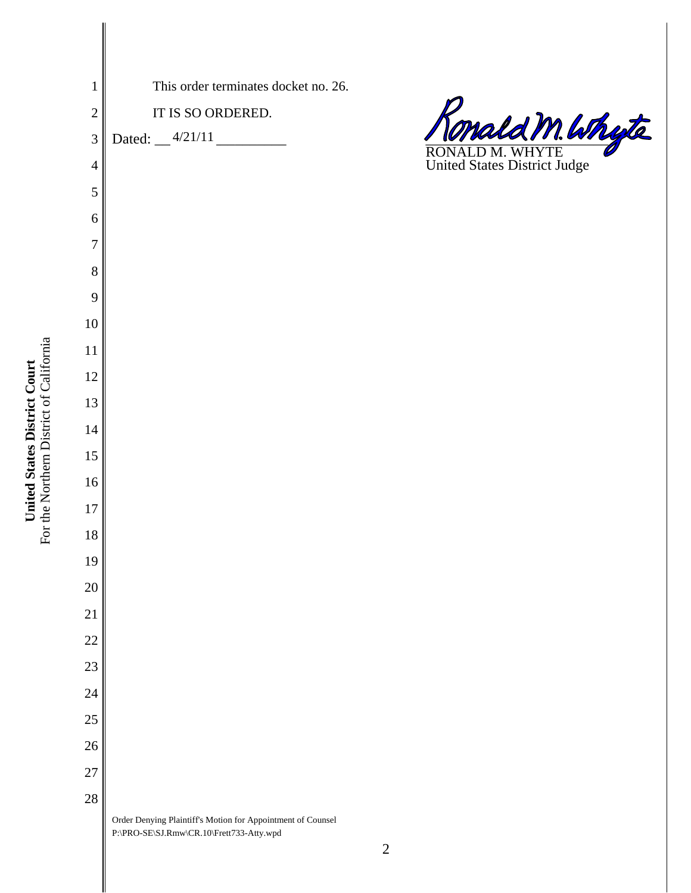This order terminates docket no. 26.

IT IS SO ORDERED.

Dated: 4/21/11

RONALD M. WHYTE
United States District Judge